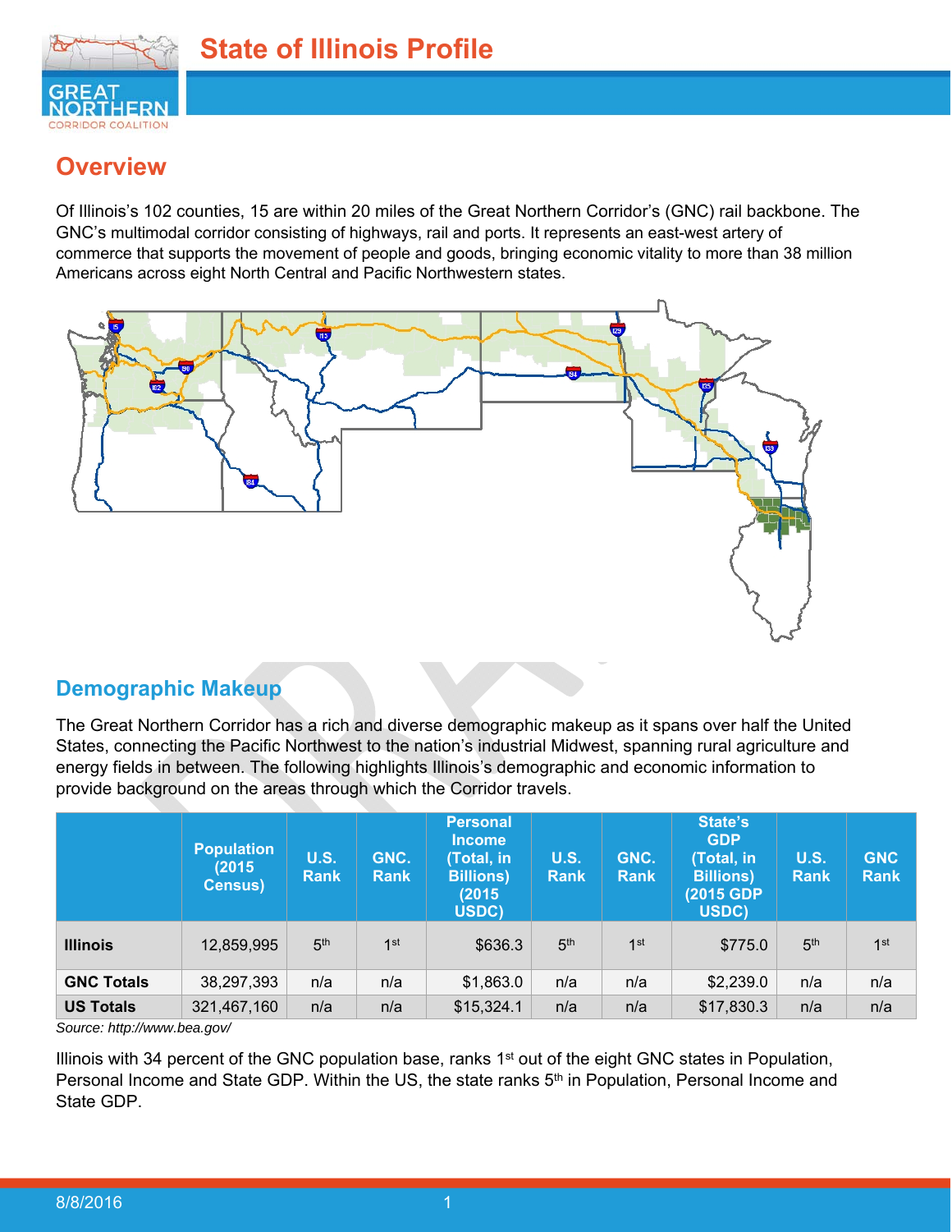# State of Illinois Profile

## Overview

Of Illinois's 102 counties, 15 are within 20 miles of the Great Northern Corridor's (GNC) rail backbone. The GNC's multimodal corridor consisting of highways, rail and ports. It represents an east-west artery of commerce that supports the movement of people and goods, bringing economic vitality to more than 38 million Americans across eight North Central and Pacific Northwestern states.

## Demographic Makeup

The Great Northern Corridor has a rich and diverse demographic makeup as it spans over half the United States, connecting the Pacific Northwest to the nation's industrial Midwest, spanning rural agriculture and energy fields in between. The following highlights Illinois's demographic and economic information to provide background on the areas through which the Corridor travels.

| | Population (2015 Census) | U.S. Rank | GNC. Rank | Personal Income (Total, in Billions) (2015 USDC) | U.S. Rank | GNC. Rank | State's GDP (Total, in Billions) (2015 GDP USDC) | U.S. Rank | GNC Rank |
|---|---|---|---|---|---|---|---|---|---|
| **Illinois** | 12,859,995 | 5th | 1st | $636.3 | 5th | 1st | $775.0 | 5th | 1st |
| **GNC Totals** | 38,297,393 | n/a | n/a | $1,863.0 | n/a | n/a | $2,239.0 | n/a | n/a |
| **US Totals** | 321,467,160 | n/a | n/a | $15,324.1 | n/a | n/a | $17,830.3 | n/a | n/a |

*Source: http://www.bea.gov/*

Illinois with 34 percent of the GNC population base, ranks 1st out of the eight GNC states in Population, Personal Income and State GDP. Within the US, the state ranks 5th in Population, Personal Income and State GDP.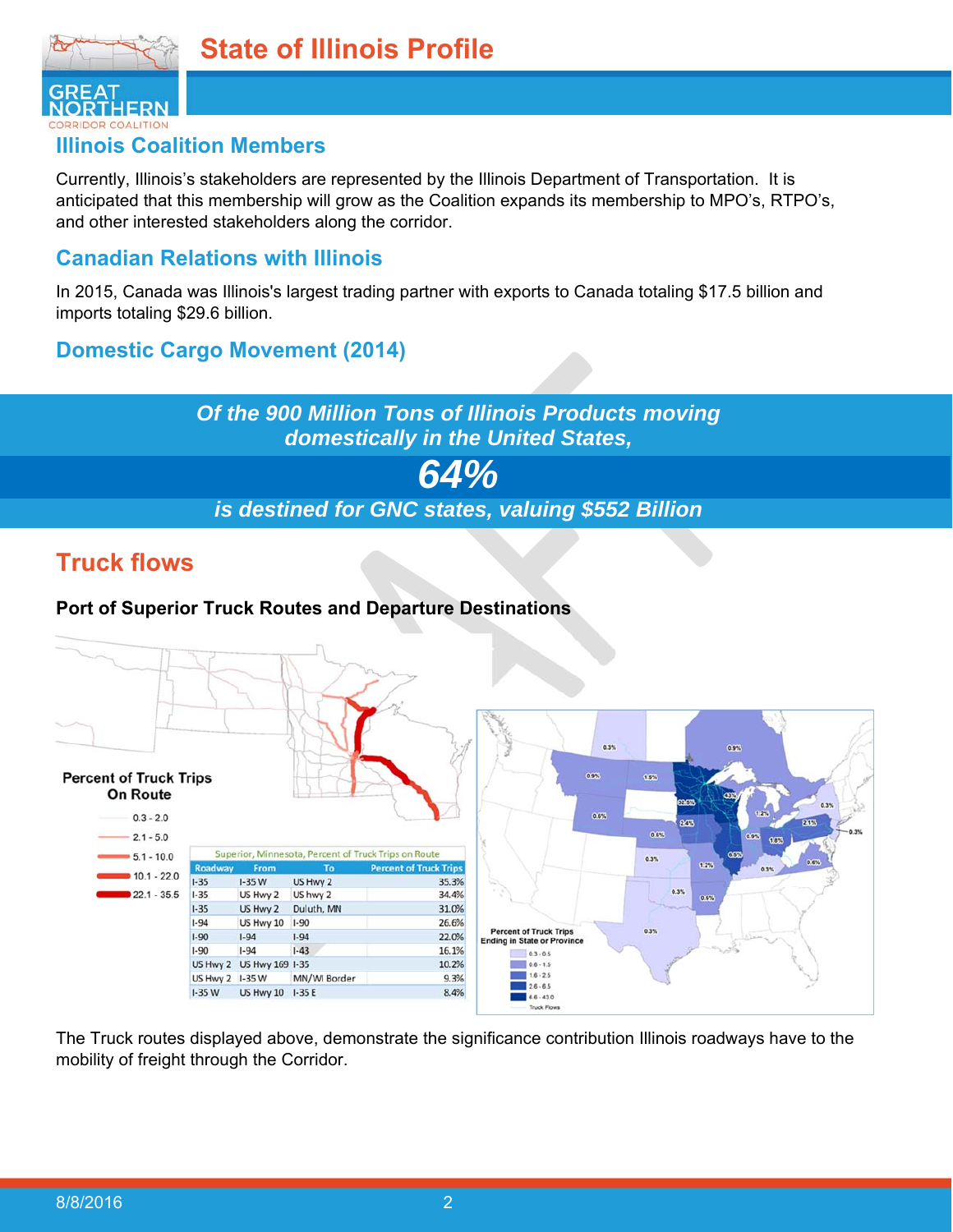# State of Illinois Profile

## Illinois Coalition Members

Currently, Illinois's stakeholders are represented by the Illinois Department of Transportation. It is anticipated that this membership will grow as the Coalition expands its membership to MPO's, RTPO's, and other interested stakeholders along the corridor.

## Canadian Relations with Illinois

In 2015, Canada was Illinois's largest trading partner with exports to Canada totaling $17.5 billion and imports totaling $29.6 billion.

## Domestic Cargo Movement (2014)

***Of the 900 Million Tons of Illinois Products moving domestically in the United States,***

***64%***

***is destined for GNC states, valuing $552 Billion***

## Truck flows

**Port of Superior Truck Routes and Departure Destinations**

Superior, Minnesota, Percent of Truck Trips on Route

| Roadway | From | To | Percent of Truck Trips |
|---|---|---|---|
| I-35 | I-35 W | US Hwy 2 | 35.3% |
| I-35 | US Hwy 2 | US hwy 2 | 34.4% |
| I-35 | US Hwy 2 | Duluth, MN | 31.0% |
| I-94 | US Hwy 10 | I-90 | 26.6% |
| I-90 | I-94 | I-94 | 22.0% |
| I-90 | I-94 | I-43 | 16.1% |
| US Hwy 2 | US Hwy 169 | I-35 | 10.2% |
| US Hwy 2 | I-35 W | MN/WI Border | 9.3% |
| I-35 W | US Hwy 10 | I-35 E | 8.4% |

The Truck routes displayed above, demonstrate the significance contribution Illinois roadways have to the mobility of freight through the Corridor.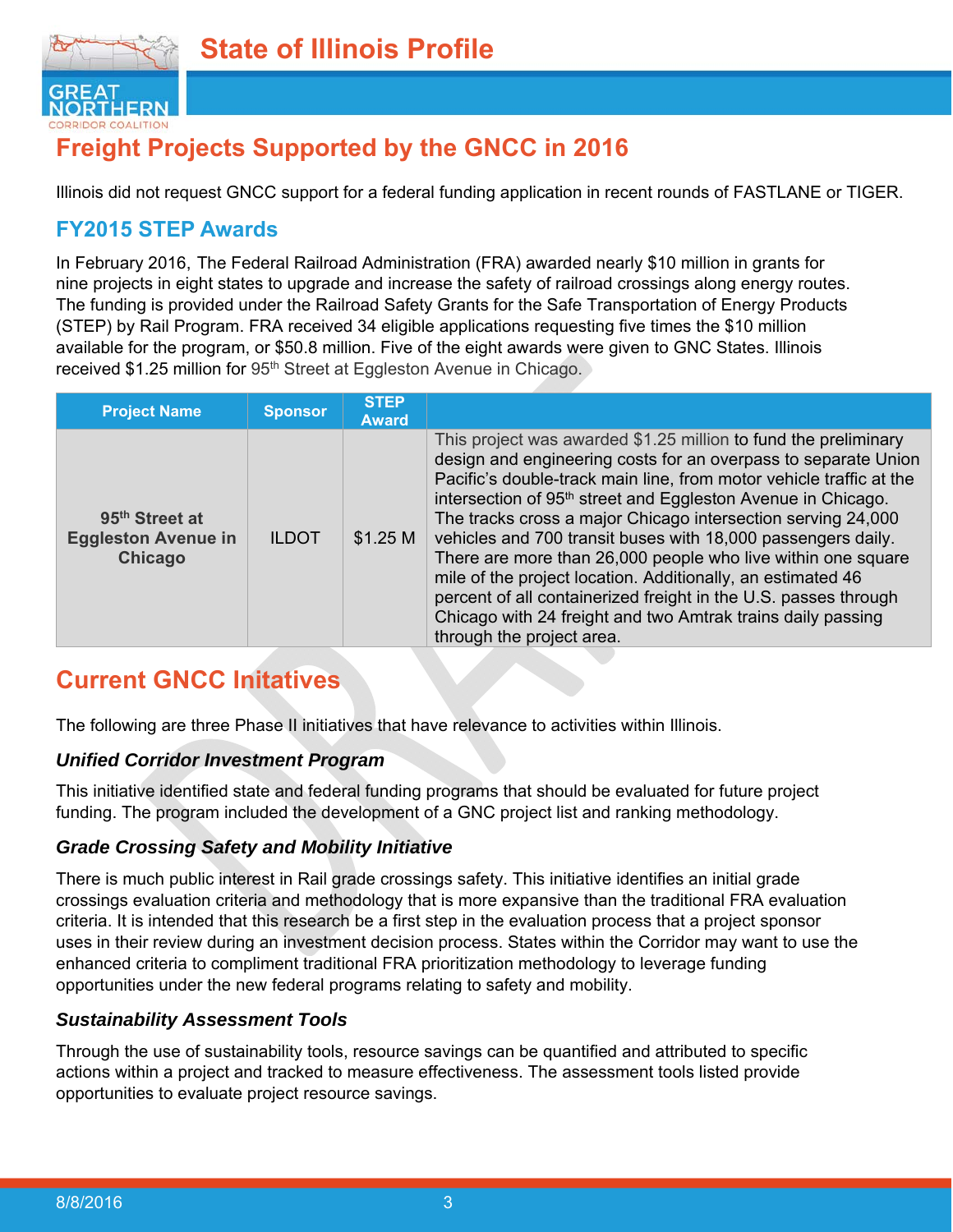# State of Illinois Profile

## Freight Projects Supported by the GNCC in 2016

Illinois did not request GNCC support for a federal funding application in recent rounds of FASTLANE or TIGER.

### FY2015 STEP Awards

In February 2016, The Federal Railroad Administration (FRA) awarded nearly $10 million in grants for nine projects in eight states to upgrade and increase the safety of railroad crossings along energy routes. The funding is provided under the Railroad Safety Grants for the Safe Transportation of Energy Products (STEP) by Rail Program. FRA received 34 eligible applications requesting five times the $10 million available for the program, or $50.8 million. Five of the eight awards were given to GNC States. Illinois received $1.25 million for 95th Street at Eggleston Avenue in Chicago.

| Project Name | Sponsor | STEP Award | |
|---|---|---|---|
| **95th Street at Eggleston Avenue in Chicago** | ILDOT | $1.25 M | This project was awarded $1.25 million to fund the preliminary design and engineering costs for an overpass to separate Union Pacific's double-track main line, from motor vehicle traffic at the intersection of 95th street and Eggleston Avenue in Chicago. The tracks cross a major Chicago intersection serving 24,000 vehicles and 700 transit buses with 18,000 passengers daily. There are more than 26,000 people who live within one square mile of the project location. Additionally, an estimated 46 percent of all containerized freight in the U.S. passes through Chicago with 24 freight and two Amtrak trains daily passing through the project area. |

## Current GNCC Initatives

The following are three Phase II initiatives that have relevance to activities within Illinois.

### *Unified Corridor Investment Program*

This initiative identified state and federal funding programs that should be evaluated for future project funding. The program included the development of a GNC project list and ranking methodology.

### *Grade Crossing Safety and Mobility Initiative*

There is much public interest in Rail grade crossings safety. This initiative identifies an initial grade crossings evaluation criteria and methodology that is more expansive than the traditional FRA evaluation criteria. It is intended that this research be a first step in the evaluation process that a project sponsor uses in their review during an investment decision process. States within the Corridor may want to use the enhanced criteria to compliment traditional FRA prioritization methodology to leverage funding opportunities under the new federal programs relating to safety and mobility.

### *Sustainability Assessment Tools*

Through the use of sustainability tools, resource savings can be quantified and attributed to specific actions within a project and tracked to measure effectiveness. The assessment tools listed provide opportunities to evaluate project resource savings.